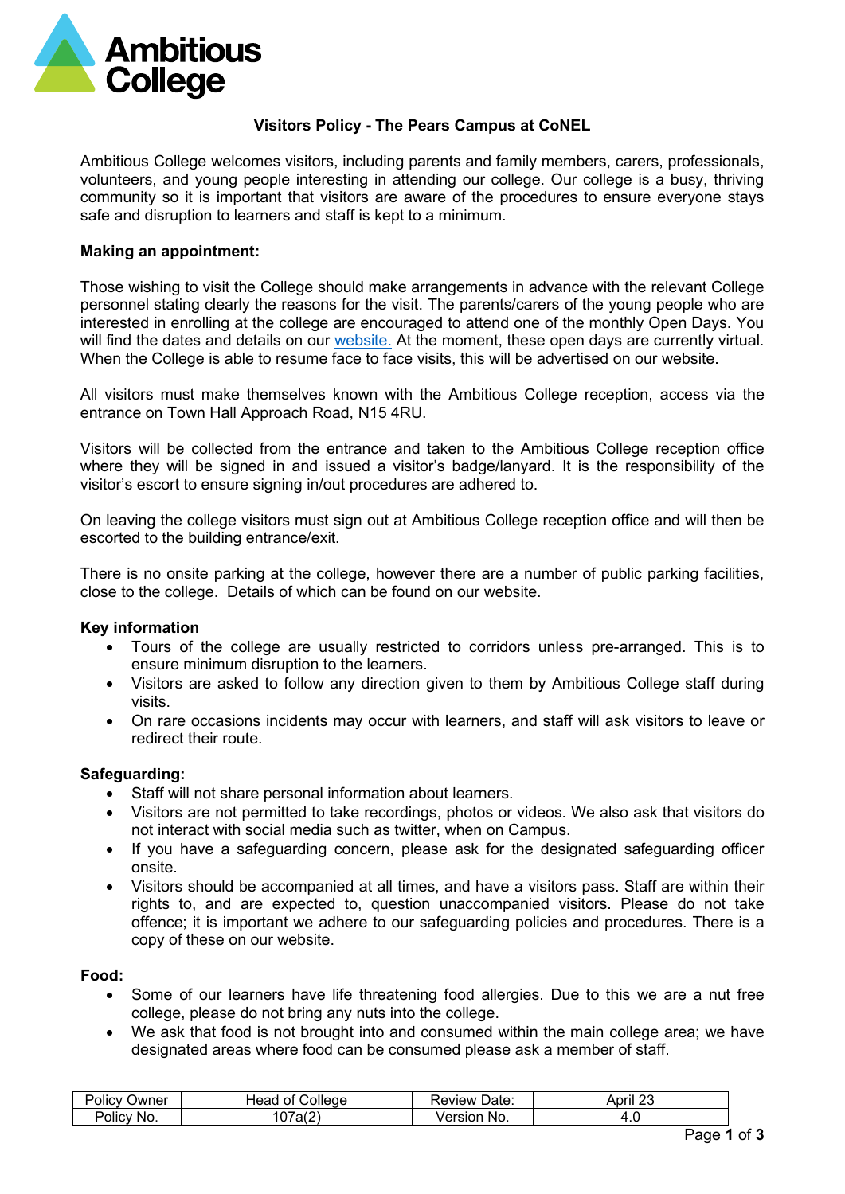Ambitious College

# Visitors Policy - The Pears Campus at CoNEL

Ambitious College welcomes visitors, including parents and family members, carers, professionals, volunteers, and young people interesting in attending our college. Our college is a busy, thriving community so it is important that visitors are aware of the procedures to ensure everyone stays safe and disruption to learners and staff is kept to a minimum.

**Making an appointment:**

Those wishing to visit the College should make arrangements in advance with the relevant College personnel stating clearly the reasons for the visit. The parents/carers of the young people who are interested in enrolling at the college are encouraged to attend one of the monthly Open Days. You will find the dates and details on our website. At the moment, these open days are currently virtual. When the College is able to resume face to face visits, this will be advertised on our website.

All visitors must make themselves known with the Ambitious College reception, access via the entrance on Town Hall Approach Road, N15 4RU.

Visitors will be collected from the entrance and taken to the Ambitious College reception office where they will be signed in and issued a visitor's badge/lanyard. It is the responsibility of the visitor's escort to ensure signing in/out procedures are adhered to.

On leaving the college visitors must sign out at Ambitious College reception office and will then be escorted to the building entrance/exit.

There is no onsite parking at the college, however there are a number of public parking facilities, close to the college. Details of which can be found on our website.

**Key information**

- Tours of the college are usually restricted to corridors unless pre-arranged. This is to ensure minimum disruption to the learners.
- Visitors are asked to follow any direction given to them by Ambitious College staff during visits.
- On rare occasions incidents may occur with learners, and staff will ask visitors to leave or redirect their route.

**Safeguarding:**

- Staff will not share personal information about learners.
- Visitors are not permitted to take recordings, photos or videos. We also ask that visitors do not interact with social media such as twitter, when on Campus.
- If you have a safeguarding concern, please ask for the designated safeguarding officer onsite.
- Visitors should be accompanied at all times, and have a visitors pass. Staff are within their rights to, and are expected to, question unaccompanied visitors. Please do not take offence; it is important we adhere to our safeguarding policies and procedures. There is a copy of these on our website.

**Food:**

- Some of our learners have life threatening food allergies. Due to this we are a nut free college, please do not bring any nuts into the college.
- We ask that food is not brought into and consumed within the main college area; we have designated areas where food can be consumed please ask a member of staff.

| Policy Owner | Head of College | Review Date: | April 23 |
|---|---|---|---|
| Policy No. | 107a(2) | Version No. | 4.0 |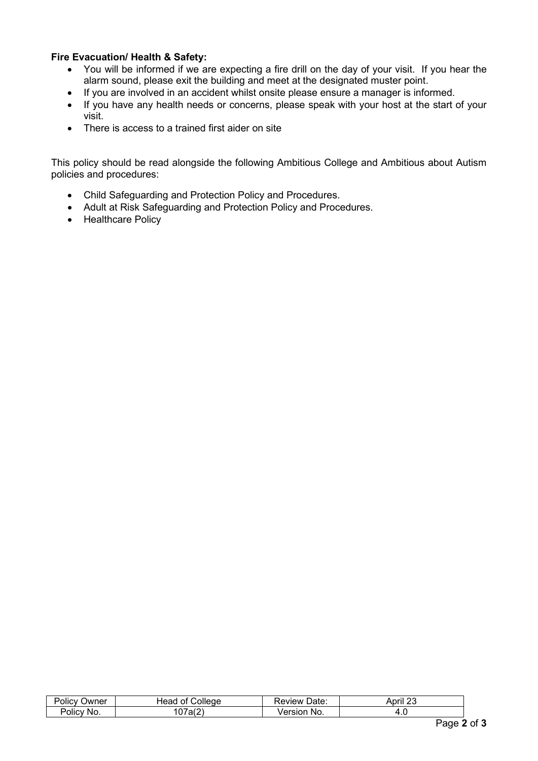**Fire Evacuation/ Health & Safety:**

- You will be informed if we are expecting a fire drill on the day of your visit. If you hear the alarm sound, please exit the building and meet at the designated muster point.
- If you are involved in an accident whilst onsite please ensure a manager is informed.
- If you have any health needs or concerns, please speak with your host at the start of your visit.
- There is access to a trained first aider on site

This policy should be read alongside the following Ambitious College and Ambitious about Autism policies and procedures:

- Child Safeguarding and Protection Policy and Procedures.
- Adult at Risk Safeguarding and Protection Policy and Procedures.
- Healthcare Policy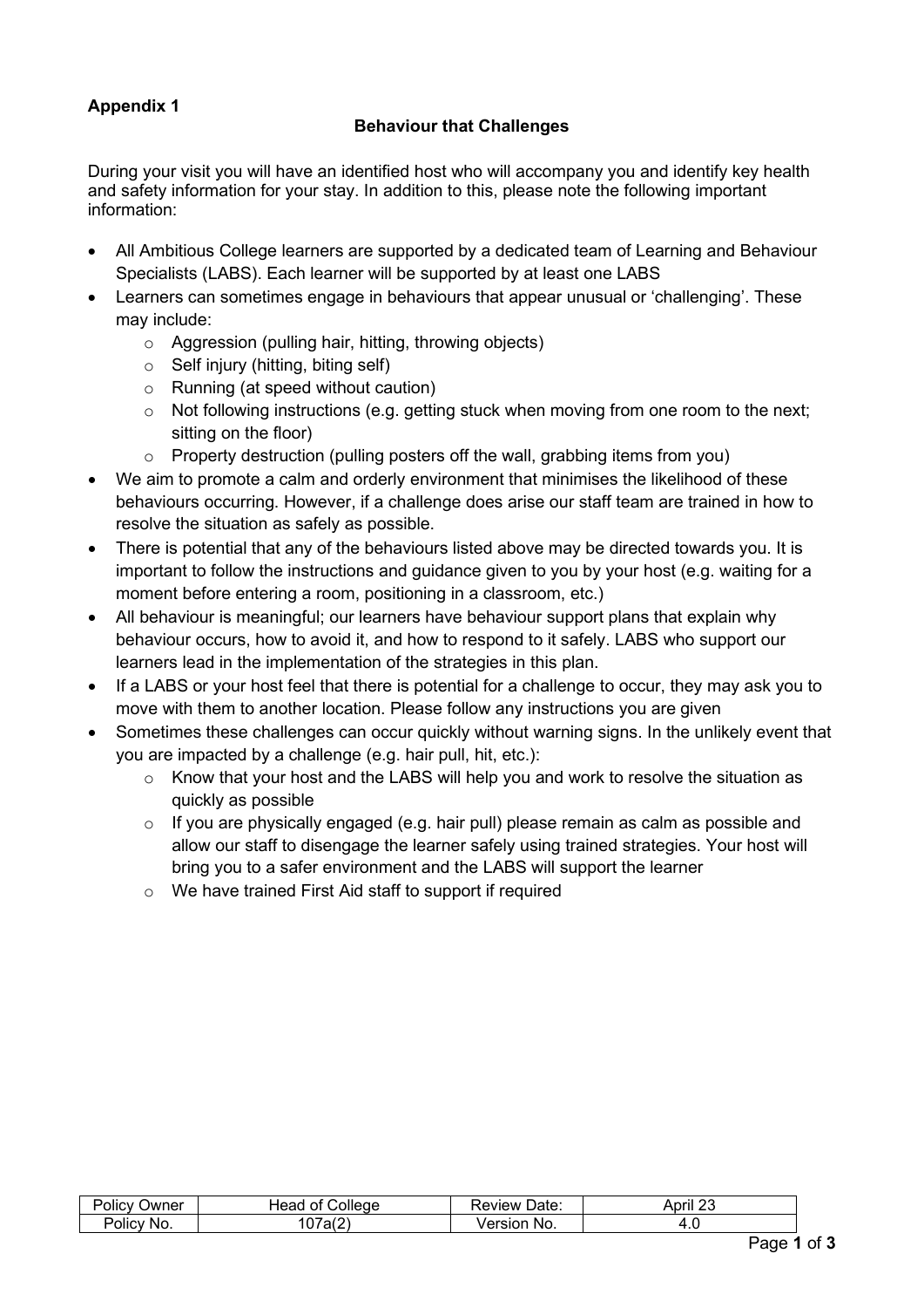**Appendix 1**

**Behaviour that Challenges**

During your visit you will have an identified host who will accompany you and identify key health and safety information for your stay. In addition to this, please note the following important information:

- All Ambitious College learners are supported by a dedicated team of Learning and Behaviour Specialists (LABS). Each learner will be supported by at least one LABS
- Learners can sometimes engage in behaviours that appear unusual or 'challenging'. These may include:
  - Aggression (pulling hair, hitting, throwing objects)
  - Self injury (hitting, biting self)
  - Running (at speed without caution)
  - Not following instructions (e.g. getting stuck when moving from one room to the next; sitting on the floor)
  - Property destruction (pulling posters off the wall, grabbing items from you)
- We aim to promote a calm and orderly environment that minimises the likelihood of these behaviours occurring. However, if a challenge does arise our staff team are trained in how to resolve the situation as safely as possible.
- There is potential that any of the behaviours listed above may be directed towards you. It is important to follow the instructions and guidance given to you by your host (e.g. waiting for a moment before entering a room, positioning in a classroom, etc.)
- All behaviour is meaningful; our learners have behaviour support plans that explain why behaviour occurs, how to avoid it, and how to respond to it safely. LABS who support our learners lead in the implementation of the strategies in this plan.
- If a LABS or your host feel that there is potential for a challenge to occur, they may ask you to move with them to another location. Please follow any instructions you are given
- Sometimes these challenges can occur quickly without warning signs. In the unlikely event that you are impacted by a challenge (e.g. hair pull, hit, etc.):
  - Know that your host and the LABS will help you and work to resolve the situation as quickly as possible
  - If you are physically engaged (e.g. hair pull) please remain as calm as possible and allow our staff to disengage the learner safely using trained strategies. Your host will bring you to a safer environment and the LABS will support the learner
  - We have trained First Aid staff to support if required